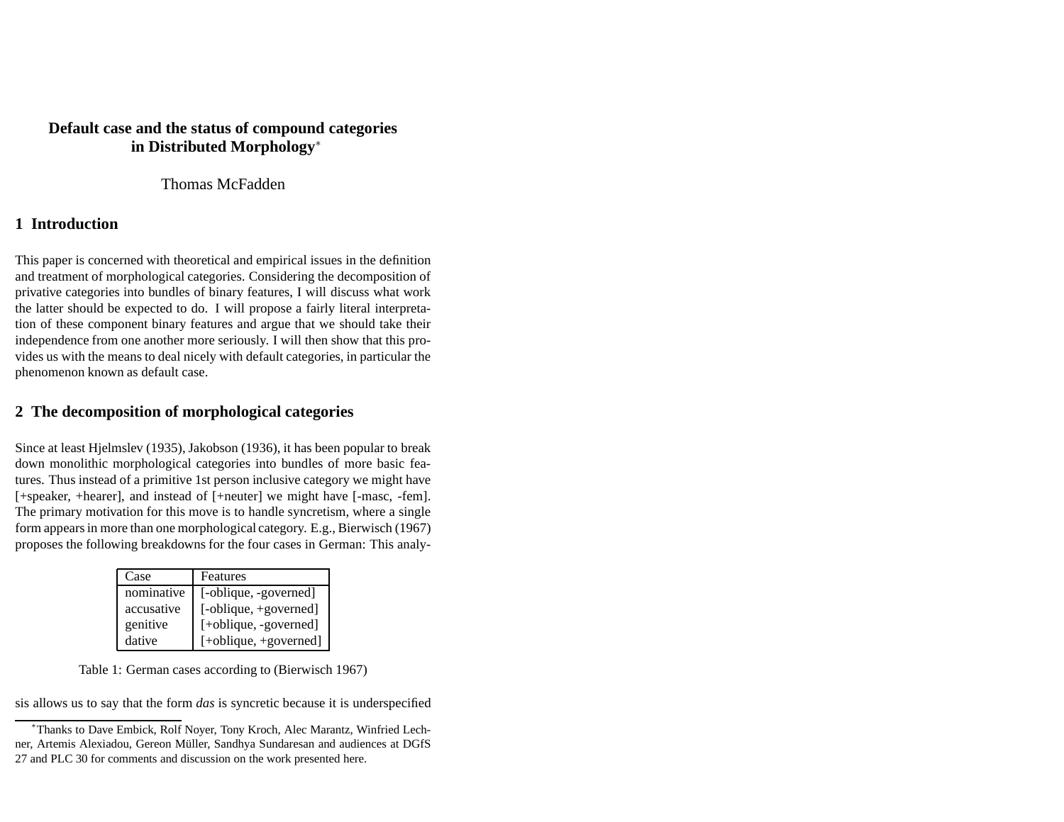# Default case and the status of compound categories in Distributed Morphology[*]

Thomas McFadden

## 1 Introduction

This paper is concerned with theoretical and empirical issues in the definition and treatment of morphological categories. Considering the decomposition of privative categories into bundles of binary features, I will discuss what work the latter should be expected to do. I will propose a fairly literal interpretation of these component binary features and argue that we should take their independence from one another more seriously. I will then show that this provides us with the means to deal nicely with default categories, in particular the phenomenon known as default case.

## 2 The decomposition of morphological categories

Since at least Hjelmslev (1935), Jakobson (1936), it has been popular to break down monolithic morphological categories into bundles of more basic features. Thus instead of a primitive 1st person inclusive category we might have [+speaker, +hearer], and instead of [+neuter] we might have [-masc, -fem]. The primary motivation for this move is to handle syncretism, where a single form appears in more than one morphological category. E.g., Bierwisch (1967) proposes the following breakdowns for the four cases in German: This analysis allows us to say that the form *das* is syncretic because it is underspecified

| Case | Features |
|---|---|
| nominative | [-oblique, -governed] |
| accusative | [-oblique, +governed] |
| genitive | [+oblique, -governed] |
| dative | [+oblique, +governed] |

Table 1: German cases according to (Bierwisch 1967)

[*] Thanks to Dave Embick, Rolf Noyer, Tony Kroch, Alec Marantz, Winfried Lechner, Artemis Alexiadou, Gereon Müller, Sandhya Sundaresan and audiences at DGfS 27 and PLC 30 for comments and discussion on the work presented here.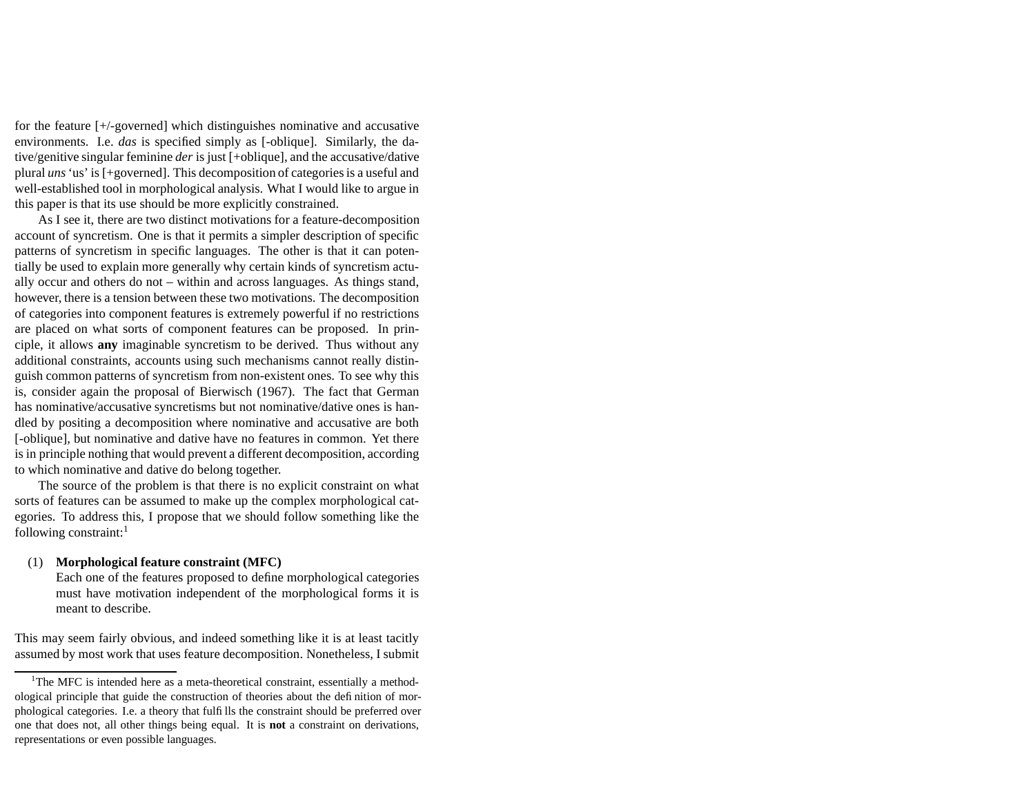for the feature [+/-governed] which distinguishes nominative and accusative environments. I.e. *das* is specified simply as [-oblique]. Similarly, the dative/genitive singular feminine *der* is just [+oblique], and the accusative/dative plural *uns* 'us' is [+governed]. This decomposition of categories is a useful and well-established tool in morphological analysis. What I would like to argue in this paper is that its use should be more explicitly constrained.

As I see it, there are two distinct motivations for a feature-decomposition account of syncretism. One is that it permits a simpler description of specific patterns of syncretism in specific languages. The other is that it can potentially be used to explain more generally why certain kinds of syncretism actually occur and others do not – within and across languages. As things stand, however, there is a tension between these two motivations. The decomposition of categories into component features is extremely powerful if no restrictions are placed on what sorts of component features can be proposed. In principle, it allows **any** imaginable syncretism to be derived. Thus without any additional constraints, accounts using such mechanisms cannot really distinguish common patterns of syncretism from non-existent ones. To see why this is, consider again the proposal of Bierwisch (1967). The fact that German has nominative/accusative syncretisms but not nominative/dative ones is handled by positing a decomposition where nominative and accusative are both [-oblique], but nominative and dative have no features in common. Yet there is in principle nothing that would prevent a different decomposition, according to which nominative and dative do belong together.

The source of the problem is that there is no explicit constraint on what sorts of features can be assumed to make up the complex morphological categories. To address this, I propose that we should follow something like the following constraint:[1]

(1) **Morphological feature constraint (MFC)**
Each one of the features proposed to define morphological categories must have motivation independent of the morphological forms it is meant to describe.

This may seem fairly obvious, and indeed something like it is at least tacitly assumed by most work that uses feature decomposition. Nonetheless, I submit

[1] The MFC is intended here as a meta-theoretical constraint, essentially a methodological principle that guide the construction of theories about the definition of morphological categories. I.e. a theory that fulfills the constraint should be preferred over one that does not, all other things being equal. It is **not** a constraint on derivations, representations or even possible languages.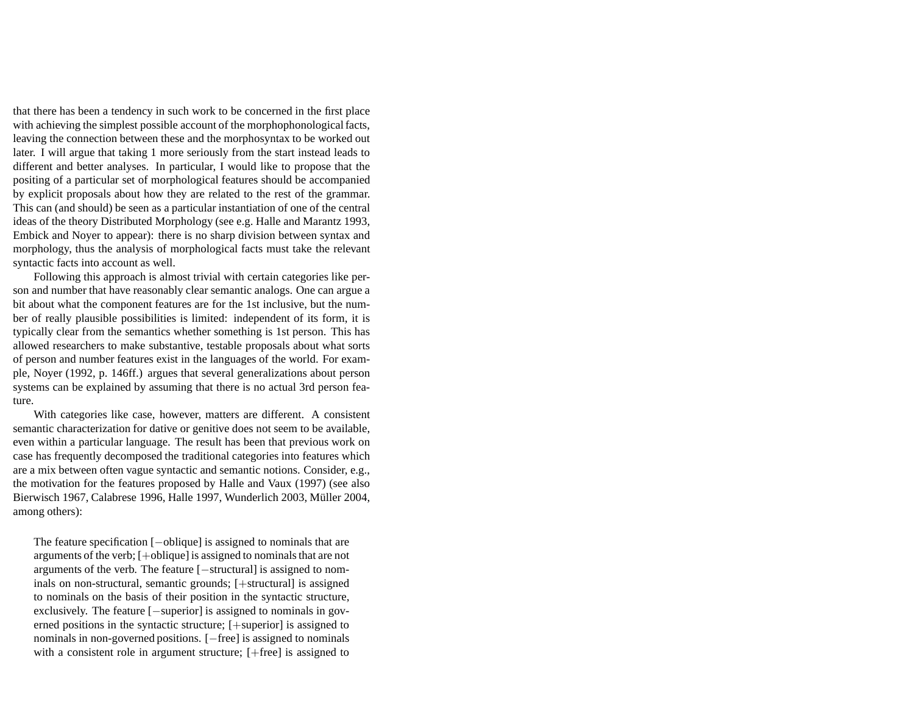that there has been a tendency in such work to be concerned in the first place with achieving the simplest possible account of the morphophonological facts, leaving the connection between these and the morphosyntax to be worked out later. I will argue that taking 1 more seriously from the start instead leads to different and better analyses. In particular, I would like to propose that the positing of a particular set of morphological features should be accompanied by explicit proposals about how they are related to the rest of the grammar. This can (and should) be seen as a particular instantiation of one of the central ideas of the theory Distributed Morphology (see e.g. Halle and Marantz 1993, Embick and Noyer to appear): there is no sharp division between syntax and morphology, thus the analysis of morphological facts must take the relevant syntactic facts into account as well.

Following this approach is almost trivial with certain categories like person and number that have reasonably clear semantic analogs. One can argue a bit about what the component features are for the 1st inclusive, but the number of really plausible possibilities is limited: independent of its form, it is typically clear from the semantics whether something is 1st person. This has allowed researchers to make substantive, testable proposals about what sorts of person and number features exist in the languages of the world. For example, Noyer (1992, p. 146ff.) argues that several generalizations about person systems can be explained by assuming that there is no actual 3rd person feature.

With categories like case, however, matters are different. A consistent semantic characterization for dative or genitive does not seem to be available, even within a particular language. The result has been that previous work on case has frequently decomposed the traditional categories into features which are a mix between often vague syntactic and semantic notions. Consider, e.g., the motivation for the features proposed by Halle and Vaux (1997) (see also Bierwisch 1967, Calabrese 1996, Halle 1997, Wunderlich 2003, Müller 2004, among others):

> The feature specification [−oblique] is assigned to nominals that are arguments of the verb; [+oblique] is assigned to nominals that are not arguments of the verb. The feature [−structural] is assigned to nominals on non-structural, semantic grounds; [+structural] is assigned to nominals on the basis of their position in the syntactic structure, exclusively. The feature [−superior] is assigned to nominals in governed positions in the syntactic structure; [+superior] is assigned to nominals in non-governed positions. [−free] is assigned to nominals with a consistent role in argument structure; [+free] is assigned to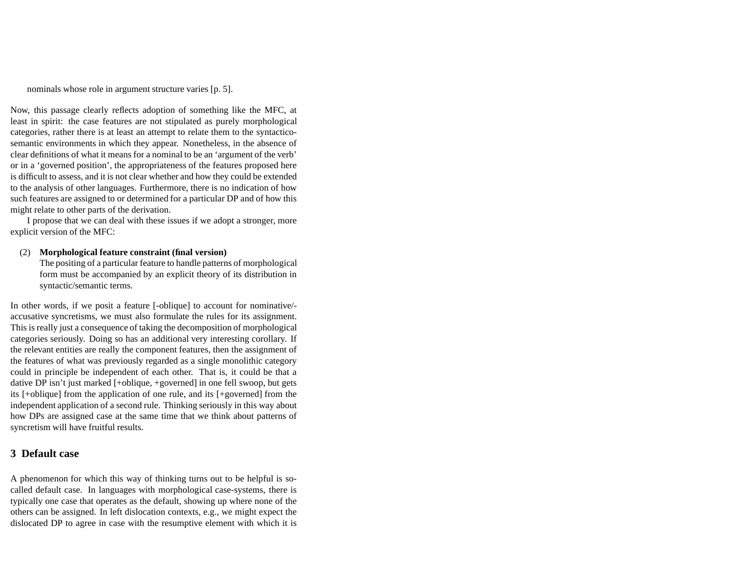nominals whose role in argument structure varies [p. 5].

Now, this passage clearly reflects adoption of something like the MFC, at least in spirit: the case features are not stipulated as purely morphological categories, rather there is at least an attempt to relate them to the syntactico-semantic environments in which they appear. Nonetheless, in the absence of clear definitions of what it means for a nominal to be an 'argument of the verb' or in a 'governed position', the appropriateness of the features proposed here is difficult to assess, and it is not clear whether and how they could be extended to the analysis of other languages. Furthermore, there is no indication of how such features are assigned to or determined for a particular DP and of how this might relate to other parts of the derivation.

I propose that we can deal with these issues if we adopt a stronger, more explicit version of the MFC:

(2) **Morphological feature constraint (final version)**
The positing of a particular feature to handle patterns of morphological form must be accompanied by an explicit theory of its distribution in syntactic/semantic terms.

In other words, if we posit a feature [-oblique] to account for nominative/-accusative syncretisms, we must also formulate the rules for its assignment. This is really just a consequence of taking the decomposition of morphological categories seriously. Doing so has an additional very interesting corollary. If the relevant entities are really the component features, then the assignment of the features of what was previously regarded as a single monolithic category could in principle be independent of each other. That is, it could be that a dative DP isn't just marked [+oblique, +governed] in one fell swoop, but gets its [+oblique] from the application of one rule, and its [+governed] from the independent application of a second rule. Thinking seriously in this way about how DPs are assigned case at the same time that we think about patterns of syncretism will have fruitful results.

## 3 Default case

A phenomenon for which this way of thinking turns out to be helpful is so-called default case. In languages with morphological case-systems, there is typically one case that operates as the default, showing up where none of the others can be assigned. In left dislocation contexts, e.g., we might expect the dislocated DP to agree in case with the resumptive element with which it is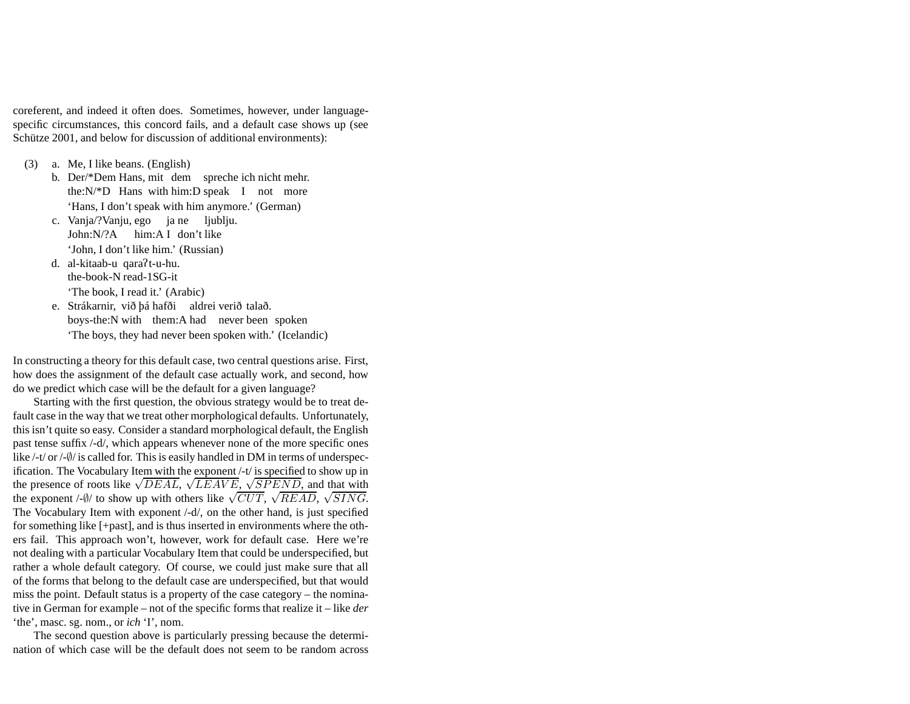coreferent, and indeed it often does. Sometimes, however, under language-specific circumstances, this concord fails, and a default case shows up (see Schütze 2001, and below for discussion of additional environments):

(3)
a. Me, I like beans. (English)

b. Der/*Dem Hans, mit dem spreche ich nicht mehr.
   the:N/*D Hans with him:D speak I not more
   'Hans, I don't speak with him anymore.' (German)

c. Vanja/?Vanju, ego ja ne ljublju.
   John:N/?A him:A I don't like
   'John, I don't like him.' (Russian)

d. al-kitaab-u qaraʔt-u-hu.
   the-book-N read-1SG-it
   'The book, I read it.' (Arabic)

e. Strákarnir, við þá hafði aldrei verið talað.
   boys-the:N with them:A had never been spoken
   'The boys, they had never been spoken with.' (Icelandic)

In constructing a theory for this default case, two central questions arise. First, how does the assignment of the default case actually work, and second, how do we predict which case will be the default for a given language?

Starting with the first question, the obvious strategy would be to treat default case in the way that we treat other morphological defaults. Unfortunately, this isn't quite so easy. Consider a standard morphological default, the English past tense suffix /-d/, which appears whenever none of the more specific ones like /-t/ or /-∅/ is called for. This is easily handled in DM in terms of underspecification. The Vocabulary Item with the exponent /-t/ is specified to show up in the presence of roots like $\sqrt{DEAL}$, $\sqrt{LEAVE}$, $\sqrt{SPEND}$, and that with the exponent /-∅/ to show up with others like $\sqrt{CUT}$, $\sqrt{READ}$, $\sqrt{SING}$. The Vocabulary Item with exponent /-d/, on the other hand, is just specified for something like [+past], and is thus inserted in environments where the others fail. This approach won't, however, work for default case. Here we're not dealing with a particular Vocabulary Item that could be underspecified, but rather a whole default category. Of course, we could just make sure that all of the forms that belong to the default case are underspecified, but that would miss the point. Default status is a property of the case category – the nominative in German for example – not of the specific forms that realize it – like *der* 'the', masc. sg. nom., or *ich* 'I', nom.

The second question above is particularly pressing because the determination of which case will be the default does not seem to be random across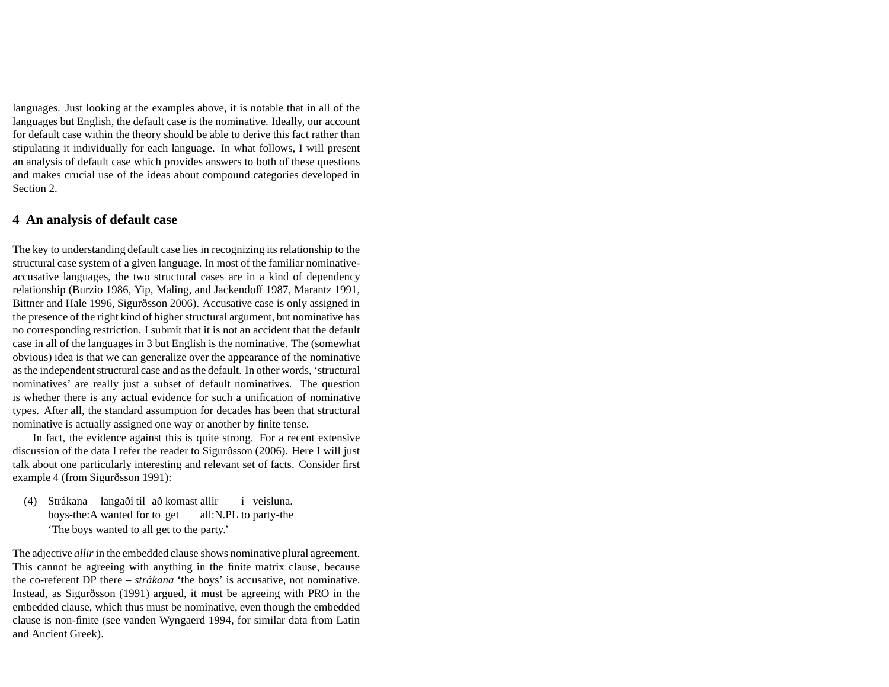languages. Just looking at the examples above, it is notable that in all of the languages but English, the default case is the nominative. Ideally, our account for default case within the theory should be able to derive this fact rather than stipulating it individually for each language. In what follows, I will present an analysis of default case which provides answers to both of these questions and makes crucial use of the ideas about compound categories developed in Section 2.

## 4 An analysis of default case

The key to understanding default case lies in recognizing its relationship to the structural case system of a given language. In most of the familiar nominative-accusative languages, the two structural cases are in a kind of dependency relationship (Burzio 1986, Yip, Maling, and Jackendoff 1987, Marantz 1991, Bittner and Hale 1996, Sigurðsson 2006). Accusative case is only assigned in the presence of the right kind of higher structural argument, but nominative has no corresponding restriction. I submit that it is not an accident that the default case in all of the languages in 3 but English is the nominative. The (somewhat obvious) idea is that we can generalize over the appearance of the nominative as the independent structural case and as the default. In other words, 'structural nominatives' are really just a subset of default nominatives. The question is whether there is any actual evidence for such a unification of nominative types. After all, the standard assumption for decades has been that structural nominative is actually assigned one way or another by finite tense.

In fact, the evidence against this is quite strong. For a recent extensive discussion of the data I refer the reader to Sigurðsson (2006). Here I will just talk about one particularly interesting and relevant set of facts. Consider first example 4 (from Sigurðsson 1991):

(4) Strákana langaði til að komast allir í veisluna.
boys-the:A wanted for to get all:N.PL to party-the
'The boys wanted to all get to the party.'

The adjective *allir* in the embedded clause shows nominative plural agreement. This cannot be agreeing with anything in the finite matrix clause, because the co-referent DP there – *strákana* 'the boys' is accusative, not nominative. Instead, as Sigurðsson (1991) argued, it must be agreeing with PRO in the embedded clause, which thus must be nominative, even though the embedded clause is non-finite (see vanden Wyngaerd 1994, for similar data from Latin and Ancient Greek).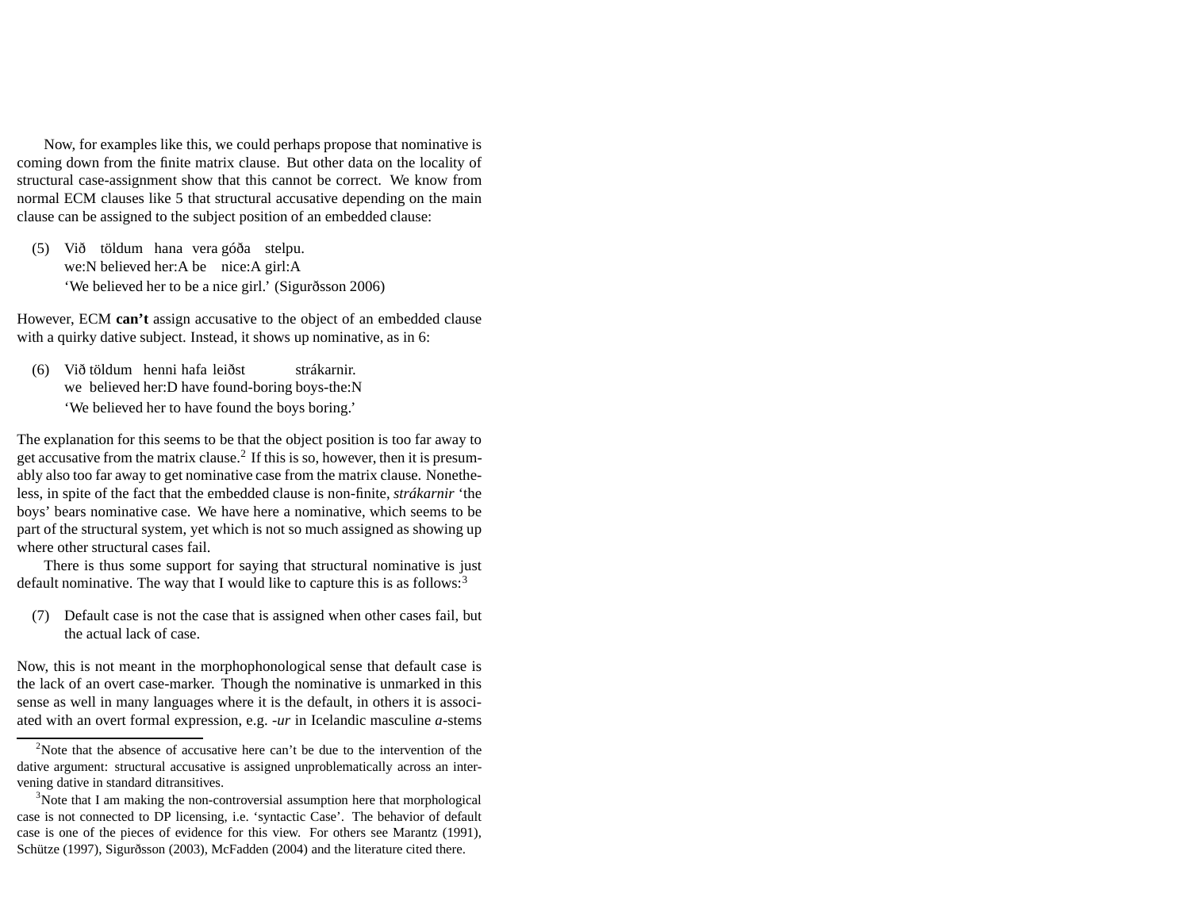Now, for examples like this, we could perhaps propose that nominative is coming down from the finite matrix clause. But other data on the locality of structural case-assignment show that this cannot be correct. We know from normal ECM clauses like 5 that structural accusative depending on the main clause can be assigned to the subject position of an embedded clause:

(5) Við töldum hana vera góða stelpu.
we:N believed her:A be nice:A girl:A
'We believed her to be a nice girl.' (Sigurðsson 2006)

However, ECM **can't** assign accusative to the object of an embedded clause with a quirky dative subject. Instead, it shows up nominative, as in 6:

(6) Við töldum henni hafa leiðst strákarnir.
we believed her:D have found-boring boys-the:N
'We believed her to have found the boys boring.'

The explanation for this seems to be that the object position is too far away to get accusative from the matrix clause.[2] If this is so, however, then it is presumably also too far away to get nominative case from the matrix clause. Nonetheless, in spite of the fact that the embedded clause is non-finite, *strákarnir* 'the boys' bears nominative case. We have here a nominative, which seems to be part of the structural system, yet which is not so much assigned as showing up where other structural cases fail.

There is thus some support for saying that structural nominative is just default nominative. The way that I would like to capture this is as follows:[3]

(7) Default case is not the case that is assigned when other cases fail, but the actual lack of case.

Now, this is not meant in the morphophonological sense that default case is the lack of an overt case-marker. Though the nominative is unmarked in this sense as well in many languages where it is the default, in others it is associated with an overt formal expression, e.g. *-ur* in Icelandic masculine *a*-stems

---

[2] Note that the absence of accusative here can't be due to the intervention of the dative argument: structural accusative is assigned unproblematically across an intervening dative in standard ditransitives.

[3] Note that I am making the non-controversial assumption here that morphological case is not connected to DP licensing, i.e. 'syntactic Case'. The behavior of default case is one of the pieces of evidence for this view. For others see Marantz (1991), Schütze (1997), Sigurðsson (2003), McFadden (2004) and the literature cited there.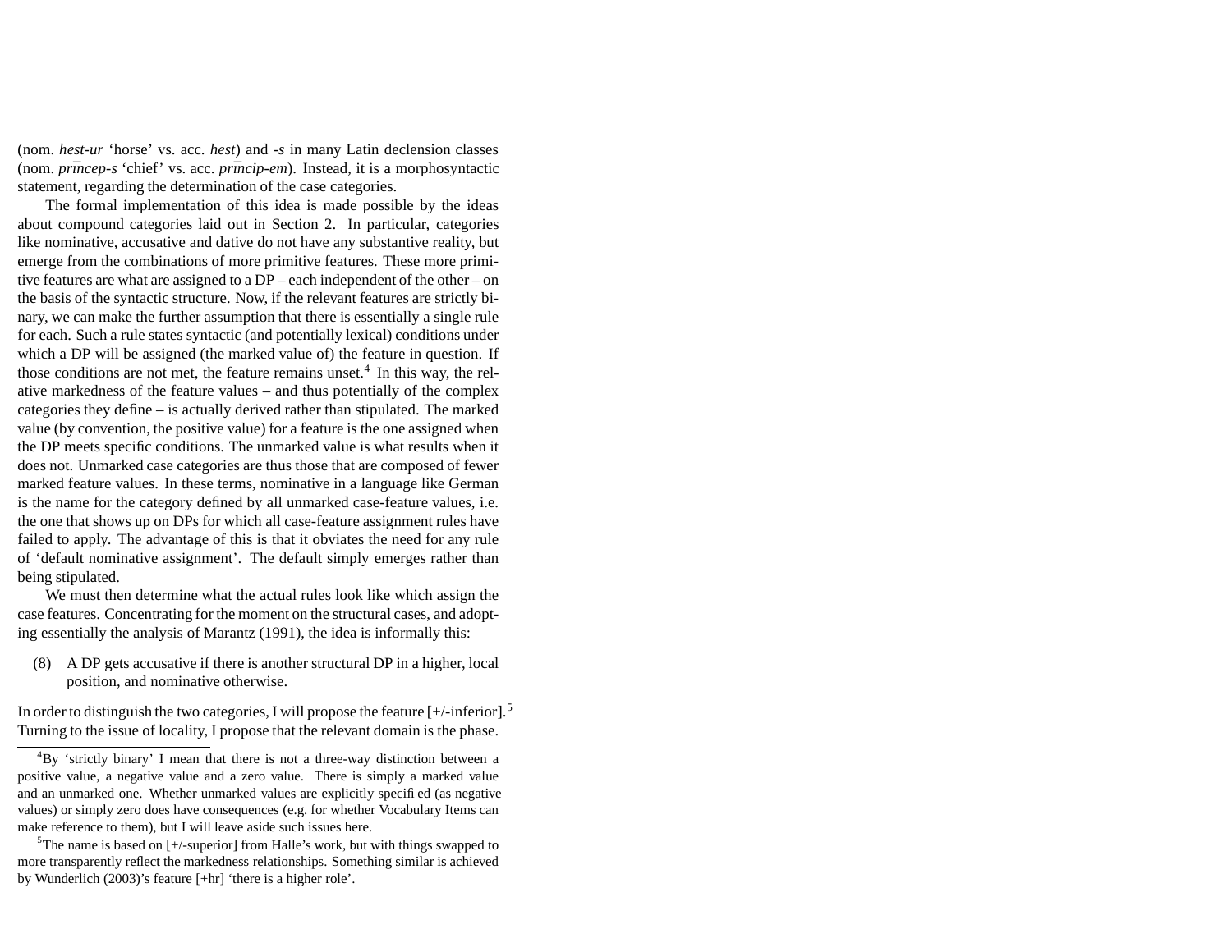(nom. *hest-ur* 'horse' vs. acc. *hest*) and *-s* in many Latin declension classes (nom. *prīncep-s* 'chief' vs. acc. *prīncip-em*). Instead, it is a morphosyntactic statement, regarding the determination of the case categories.

The formal implementation of this idea is made possible by the ideas about compound categories laid out in Section 2. In particular, categories like nominative, accusative and dative do not have any substantive reality, but emerge from the combinations of more primitive features. These more primitive features are what are assigned to a DP – each independent of the other – on the basis of the syntactic structure. Now, if the relevant features are strictly binary, we can make the further assumption that there is essentially a single rule for each. Such a rule states syntactic (and potentially lexical) conditions under which a DP will be assigned (the marked value of) the feature in question. If those conditions are not met, the feature remains unset.[4] In this way, the relative markedness of the feature values – and thus potentially of the complex categories they define – is actually derived rather than stipulated. The marked value (by convention, the positive value) for a feature is the one assigned when the DP meets specific conditions. The unmarked value is what results when it does not. Unmarked case categories are thus those that are composed of fewer marked feature values. In these terms, nominative in a language like German is the name for the category defined by all unmarked case-feature values, i.e. the one that shows up on DPs for which all case-feature assignment rules have failed to apply. The advantage of this is that it obviates the need for any rule of 'default nominative assignment'. The default simply emerges rather than being stipulated.

We must then determine what the actual rules look like which assign the case features. Concentrating for the moment on the structural cases, and adopting essentially the analysis of Marantz (1991), the idea is informally this:

(8) A DP gets accusative if there is another structural DP in a higher, local position, and nominative otherwise.

In order to distinguish the two categories, I will propose the feature [+/-inferior].[5] Turning to the issue of locality, I propose that the relevant domain is the phase.

---

[4] By 'strictly binary' I mean that there is not a three-way distinction between a positive value, a negative value and a zero value. There is simply a marked value and an unmarked one. Whether unmarked values are explicitly specified (as negative values) or simply zero does have consequences (e.g. for whether Vocabulary Items can make reference to them), but I will leave aside such issues here.

[5] The name is based on [+/-superior] from Halle's work, but with things swapped to more transparently reflect the markedness relationships. Something similar is achieved by Wunderlich (2003)'s feature [+hr] 'there is a higher role'.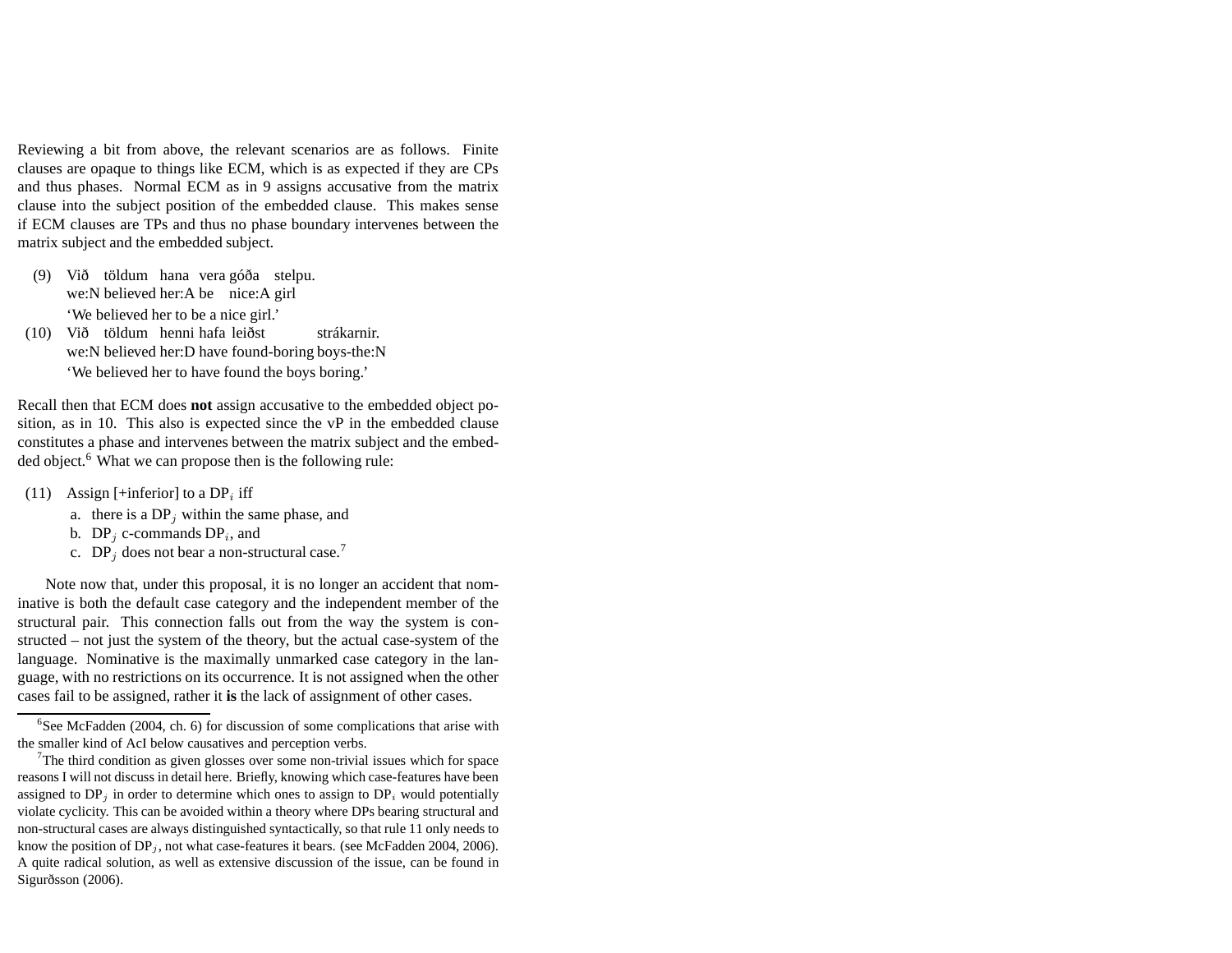Reviewing a bit from above, the relevant scenarios are as follows. Finite clauses are opaque to things like ECM, which is as expected if they are CPs and thus phases. Normal ECM as in 9 assigns accusative from the matrix clause into the subject position of the embedded clause. This makes sense if ECM clauses are TPs and thus no phase boundary intervenes between the matrix subject and the embedded subject.

(9) Við töldum hana vera góða stelpu.
 we:N believed her:A be nice:A girl
 'We believed her to be a nice girl.'

(10) Við töldum henni hafa leiðst strákarnir.
 we:N believed her:D have found-boring boys-the:N
 'We believed her to have found the boys boring.'

Recall then that ECM does **not** assign accusative to the embedded object position, as in 10. This also is expected since the vP in the embedded clause constitutes a phase and intervenes between the matrix subject and the embedded object.[6] What we can propose then is the following rule:

(11) Assign [+inferior] to a $DP_i$ iff
 a. there is a $DP_j$ within the same phase, and
 b. $DP_j$ c-commands $DP_i$, and
 c. $DP_j$ does not bear a non-structural case.[7]

Note now that, under this proposal, it is no longer an accident that nominative is both the default case category and the independent member of the structural pair. This connection falls out from the way the system is constructed – not just the system of the theory, but the actual case-system of the language. Nominative is the maximally unmarked case category in the language, with no restrictions on its occurrence. It is not assigned when the other cases fail to be assigned, rather it **is** the lack of assignment of other cases.

---

[6] See McFadden (2004, ch. 6) for discussion of some complications that arise with the smaller kind of AcI below causatives and perception verbs.

[7] The third condition as given glosses over some non-trivial issues which for space reasons I will not discuss in detail here. Briefly, knowing which case-features have been assigned to $DP_j$ in order to determine which ones to assign to $DP_i$ would potentially violate cyclicity. This can be avoided within a theory where DPs bearing structural and non-structural cases are always distinguished syntactically, so that rule 11 only needs to know the position of $DP_j$, not what case-features it bears. (see McFadden 2004, 2006). A quite radical solution, as well as extensive discussion of the issue, can be found in Sigurðsson (2006).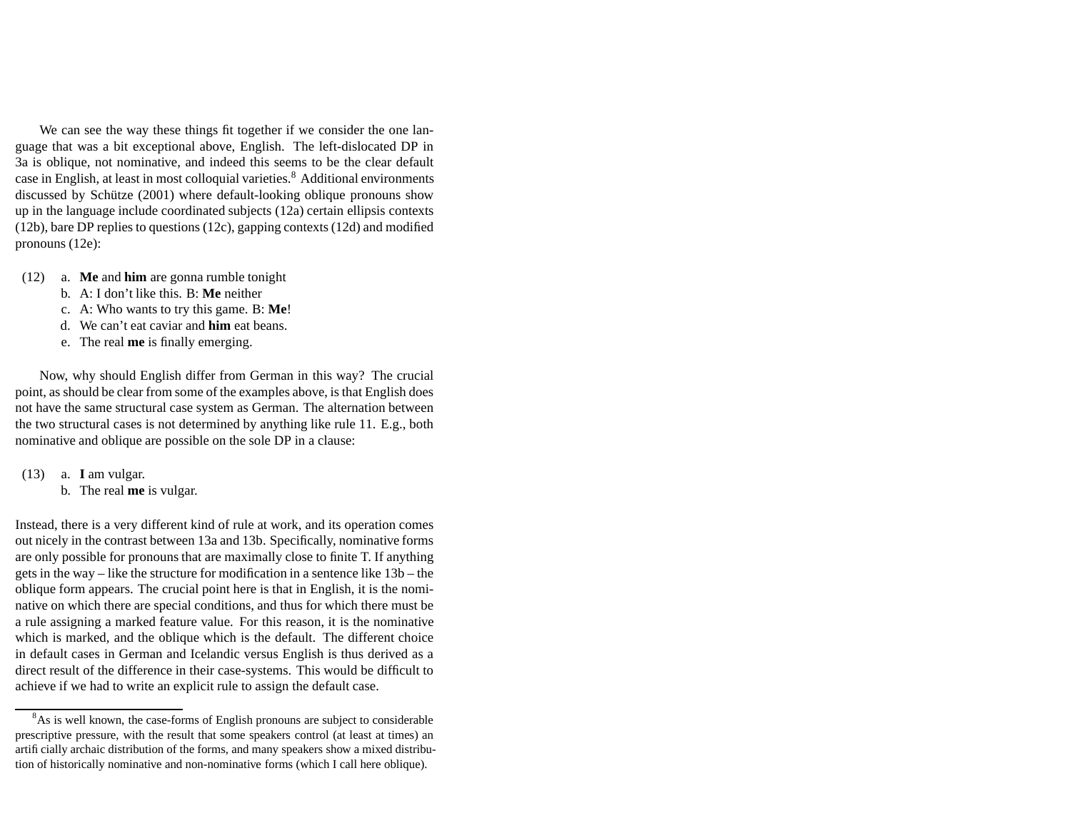We can see the way these things fit together if we consider the one language that was a bit exceptional above, English. The left-dislocated DP in 3a is oblique, not nominative, and indeed this seems to be the clear default case in English, at least in most colloquial varieties.[8] Additional environments discussed by Schütze (2001) where default-looking oblique pronouns show up in the language include coordinated subjects (12a) certain ellipsis contexts (12b), bare DP replies to questions (12c), gapping contexts (12d) and modified pronouns (12e):

(12) a. **Me** and **him** are gonna rumble tonight
  b. A: I don't like this. B: **Me** neither
  c. A: Who wants to try this game. B: **Me**!
  d. We can't eat caviar and **him** eat beans.
  e. The real **me** is finally emerging.

Now, why should English differ from German in this way? The crucial point, as should be clear from some of the examples above, is that English does not have the same structural case system as German. The alternation between the two structural cases is not determined by anything like rule 11. E.g., both nominative and oblique are possible on the sole DP in a clause:

(13) a. **I** am vulgar.
  b. The real **me** is vulgar.

Instead, there is a very different kind of rule at work, and its operation comes out nicely in the contrast between 13a and 13b. Specifically, nominative forms are only possible for pronouns that are maximally close to finite T. If anything gets in the way – like the structure for modification in a sentence like 13b – the oblique form appears. The crucial point here is that in English, it is the nominative on which there are special conditions, and thus for which there must be a rule assigning a marked feature value. For this reason, it is the nominative which is marked, and the oblique which is the default. The different choice in default cases in German and Icelandic versus English is thus derived as a direct result of the difference in their case-systems. This would be difficult to achieve if we had to write an explicit rule to assign the default case.

---

[8] As is well known, the case-forms of English pronouns are subject to considerable prescriptive pressure, with the result that some speakers control (at least at times) an artificially archaic distribution of the forms, and many speakers show a mixed distribution of historically nominative and non-nominative forms (which I call here oblique).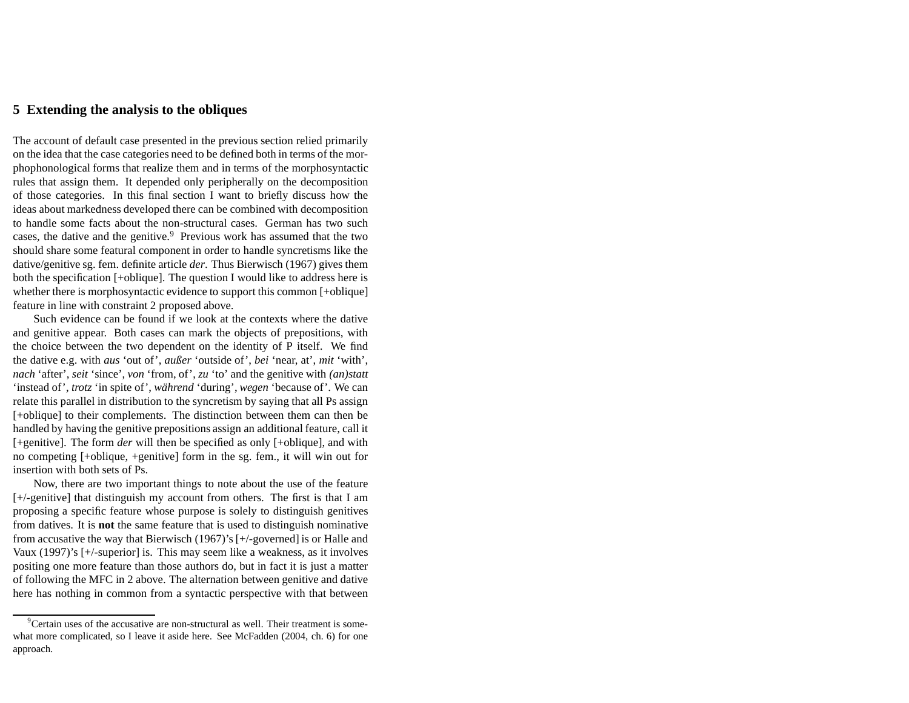## 5 Extending the analysis to the obliques

The account of default case presented in the previous section relied primarily on the idea that the case categories need to be defined both in terms of the morphophonological forms that realize them and in terms of the morphosyntactic rules that assign them. It depended only peripherally on the decomposition of those categories. In this final section I want to briefly discuss how the ideas about markedness developed there can be combined with decomposition to handle some facts about the non-structural cases. German has two such cases, the dative and the genitive.[9] Previous work has assumed that the two should share some featural component in order to handle syncretisms like the dative/genitive sg. fem. definite article *der*. Thus Bierwisch (1967) gives them both the specification [+oblique]. The question I would like to address here is whether there is morphosyntactic evidence to support this common [+oblique] feature in line with constraint 2 proposed above.

Such evidence can be found if we look at the contexts where the dative and genitive appear. Both cases can mark the objects of prepositions, with the choice between the two dependent on the identity of P itself. We find the dative e.g. with *aus* 'out of', *außer* 'outside of', *bei* 'near, at', *mit* 'with', *nach* 'after', *seit* 'since', *von* 'from, of', *zu* 'to' and the genitive with *(an)statt* 'instead of', *trotz* 'in spite of', *während* 'during', *wegen* 'because of'. We can relate this parallel in distribution to the syncretism by saying that all Ps assign [+oblique] to their complements. The distinction between them can then be handled by having the genitive prepositions assign an additional feature, call it [+genitive]. The form *der* will then be specified as only [+oblique], and with no competing [+oblique, +genitive] form in the sg. fem., it will win out for insertion with both sets of Ps.

Now, there are two important things to note about the use of the feature [+/-genitive] that distinguish my account from others. The first is that I am proposing a specific feature whose purpose is solely to distinguish genitives from datives. It is **not** the same feature that is used to distinguish nominative from accusative the way that Bierwisch (1967)'s [+/-governed] is or Halle and Vaux (1997)'s [+/-superior] is. This may seem like a weakness, as it involves positing one more feature than those authors do, but in fact it is just a matter of following the MFC in 2 above. The alternation between genitive and dative here has nothing in common from a syntactic perspective with that between

[9] Certain uses of the accusative are non-structural as well. Their treatment is somewhat more complicated, so I leave it aside here. See McFadden (2004, ch. 6) for one approach.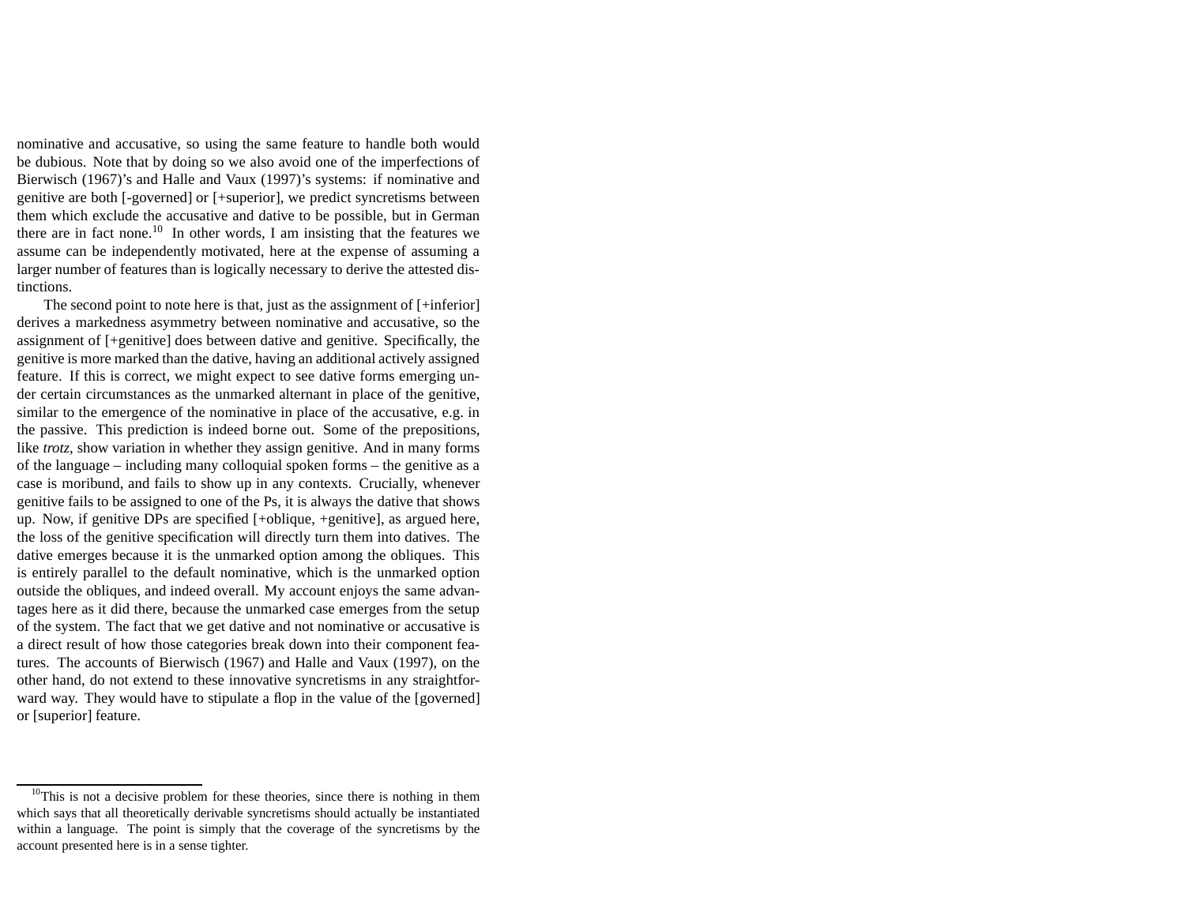nominative and accusative, so using the same feature to handle both would be dubious. Note that by doing so we also avoid one of the imperfections of Bierwisch (1967)'s and Halle and Vaux (1997)'s systems: if nominative and genitive are both [-governed] or [+superior], we predict syncretisms between them which exclude the accusative and dative to be possible, but in German there are in fact none.[10] In other words, I am insisting that the features we assume can be independently motivated, here at the expense of assuming a larger number of features than is logically necessary to derive the attested distinctions.

The second point to note here is that, just as the assignment of [+inferior] derives a markedness asymmetry between nominative and accusative, so the assignment of [+genitive] does between dative and genitive. Specifically, the genitive is more marked than the dative, having an additional actively assigned feature. If this is correct, we might expect to see dative forms emerging under certain circumstances as the unmarked alternant in place of the genitive, similar to the emergence of the nominative in place of the accusative, e.g. in the passive. This prediction is indeed borne out. Some of the prepositions, like *trotz*, show variation in whether they assign genitive. And in many forms of the language – including many colloquial spoken forms – the genitive as a case is moribund, and fails to show up in any contexts. Crucially, whenever genitive fails to be assigned to one of the Ps, it is always the dative that shows up. Now, if genitive DPs are specified [+oblique, +genitive], as argued here, the loss of the genitive specification will directly turn them into datives. The dative emerges because it is the unmarked option among the obliques. This is entirely parallel to the default nominative, which is the unmarked option outside the obliques, and indeed overall. My account enjoys the same advantages here as it did there, because the unmarked case emerges from the setup of the system. The fact that we get dative and not nominative or accusative is a direct result of how those categories break down into their component features. The accounts of Bierwisch (1967) and Halle and Vaux (1997), on the other hand, do not extend to these innovative syncretisms in any straightforward way. They would have to stipulate a flop in the value of the [governed] or [superior] feature.

[10] This is not a decisive problem for these theories, since there is nothing in them which says that all theoretically derivable syncretisms should actually be instantiated within a language. The point is simply that the coverage of the syncretisms by the account presented here is in a sense tighter.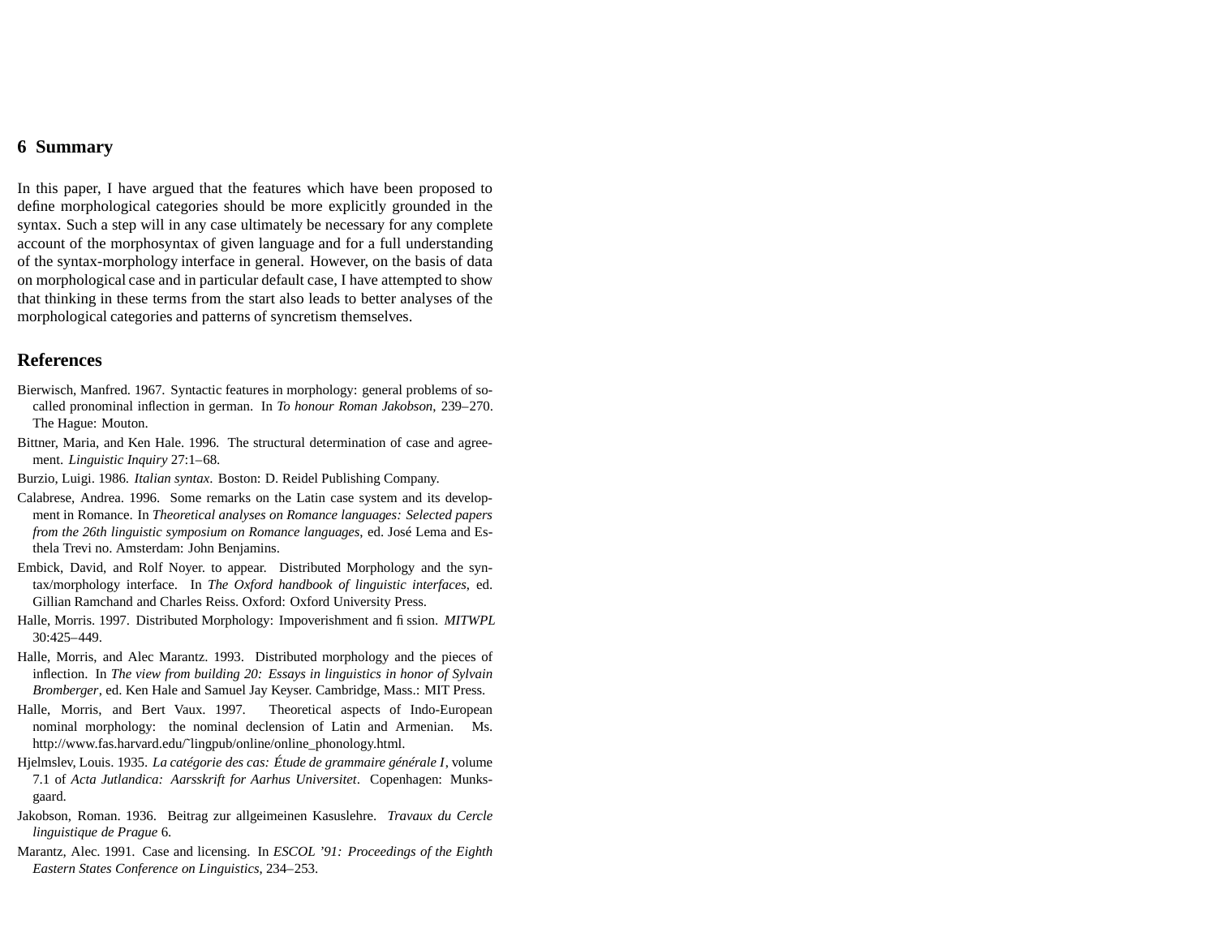## 6 Summary

In this paper, I have argued that the features which have been proposed to define morphological categories should be more explicitly grounded in the syntax. Such a step will in any case ultimately be necessary for any complete account of the morphosyntax of given language and for a full understanding of the syntax-morphology interface in general. However, on the basis of data on morphological case and in particular default case, I have attempted to show that thinking in these terms from the start also leads to better analyses of the morphological categories and patterns of syncretism themselves.

## References

Bierwisch, Manfred. 1967. Syntactic features in morphology: general problems of so-called pronominal inflection in german. In *To honour Roman Jakobson*, 239–270. The Hague: Mouton.

Bittner, Maria, and Ken Hale. 1996. The structural determination of case and agreement. *Linguistic Inquiry* 27:1–68.

Burzio, Luigi. 1986. *Italian syntax*. Boston: D. Reidel Publishing Company.

Calabrese, Andrea. 1996. Some remarks on the Latin case system and its development in Romance. In *Theoretical analyses on Romance languages: Selected papers from the 26th linguistic symposium on Romance languages*, ed. José Lema and Esthela Trevi no. Amsterdam: John Benjamins.

Embick, David, and Rolf Noyer. to appear. Distributed Morphology and the syntax/morphology interface. In *The Oxford handbook of linguistic interfaces*, ed. Gillian Ramchand and Charles Reiss. Oxford: Oxford University Press.

Halle, Morris. 1997. Distributed Morphology: Impoverishment and fission. *MITWPL* 30:425–449.

Halle, Morris, and Alec Marantz. 1993. Distributed morphology and the pieces of inflection. In *The view from building 20: Essays in linguistics in honor of Sylvain Bromberger*, ed. Ken Hale and Samuel Jay Keyser. Cambridge, Mass.: MIT Press.

Halle, Morris, and Bert Vaux. 1997. Theoretical aspects of Indo-European nominal morphology: the nominal declension of Latin and Armenian. Ms. http://www.fas.harvard.edu/~lingpub/online/online_phonology.html.

Hjelmslev, Louis. 1935. *La catégorie des cas: Étude de grammaire générale I*, volume 7.1 of *Acta Jutlandica: Aarsskrift for Aarhus Universitet*. Copenhagen: Munksgaard.

Jakobson, Roman. 1936. Beitrag zur allgeimeinen Kasuslehre. *Travaux du Cercle linguistique de Prague* 6.

Marantz, Alec. 1991. Case and licensing. In *ESCOL '91: Proceedings of the Eighth Eastern States Conference on Linguistics*, 234–253.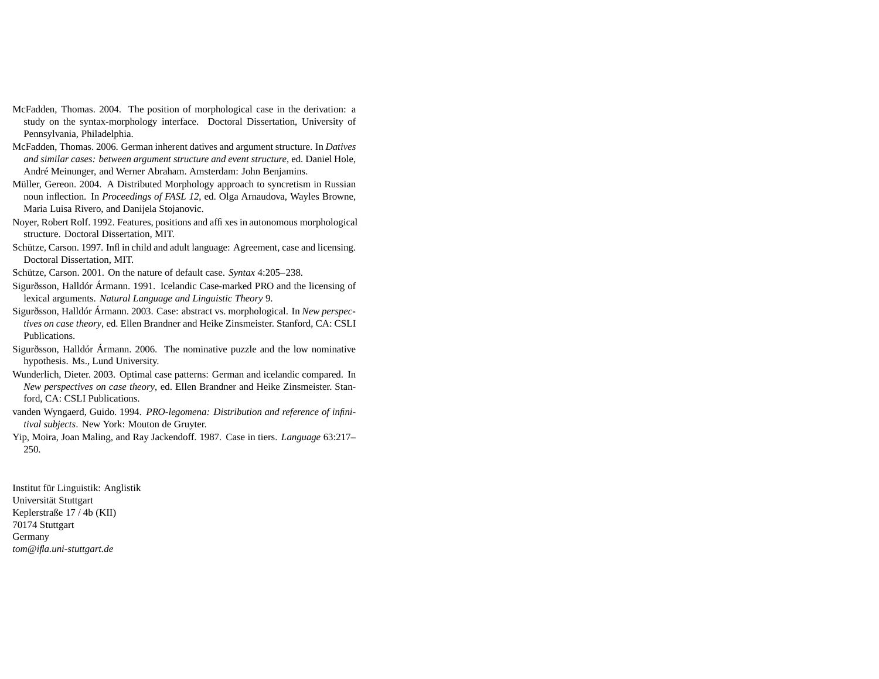McFadden, Thomas. 2004. The position of morphological case in the derivation: a study on the syntax-morphology interface. Doctoral Dissertation, University of Pennsylvania, Philadelphia.

McFadden, Thomas. 2006. German inherent datives and argument structure. In *Datives and similar cases: between argument structure and event structure*, ed. Daniel Hole, André Meinunger, and Werner Abraham. Amsterdam: John Benjamins.

Müller, Gereon. 2004. A Distributed Morphology approach to syncretism in Russian noun inflection. In *Proceedings of FASL 12*, ed. Olga Arnaudova, Wayles Browne, Maria Luisa Rivero, and Danijela Stojanovic.

Noyer, Robert Rolf. 1992. Features, positions and affi xes in autonomous morphological structure. Doctoral Dissertation, MIT.

Schütze, Carson. 1997. Infl in child and adult language: Agreement, case and licensing. Doctoral Dissertation, MIT.

Schütze, Carson. 2001. On the nature of default case. *Syntax* 4:205–238.

Sigurðsson, Halldór Ármann. 1991. Icelandic Case-marked PRO and the licensing of lexical arguments. *Natural Language and Linguistic Theory* 9.

Sigurðsson, Halldór Ármann. 2003. Case: abstract vs. morphological. In *New perspectives on case theory*, ed. Ellen Brandner and Heike Zinsmeister. Stanford, CA: CSLI Publications.

Sigurðsson, Halldór Ármann. 2006. The nominative puzzle and the low nominative hypothesis. Ms., Lund University.

Wunderlich, Dieter. 2003. Optimal case patterns: German and icelandic compared. In *New perspectives on case theory*, ed. Ellen Brandner and Heike Zinsmeister. Stanford, CA: CSLI Publications.

vanden Wyngaerd, Guido. 1994. *PRO-legomena: Distribution and reference of infinitival subjects*. New York: Mouton de Gruyter.

Yip, Moira, Joan Maling, and Ray Jackendoff. 1987. Case in tiers. *Language* 63:217–250.

Institut für Linguistik: Anglistik
Universität Stuttgart
Keplerstraße 17 / 4b (KII)
70174 Stuttgart
Germany
*tom@ifla.uni-stuttgart.de*